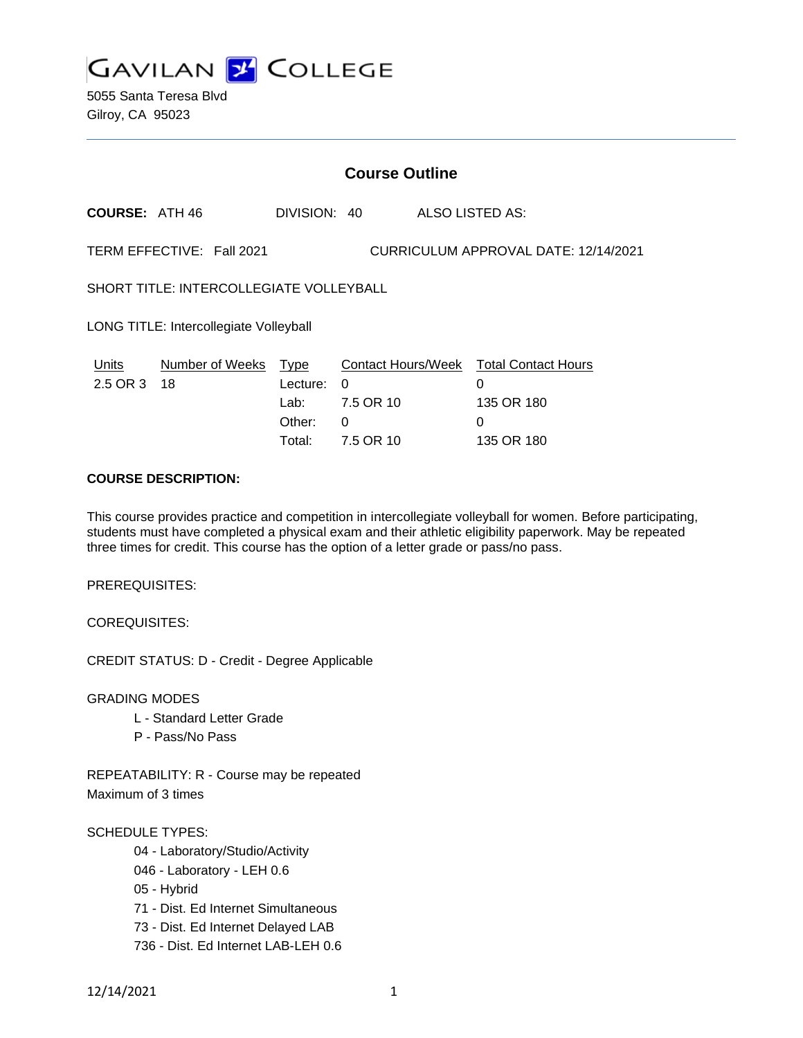# GAVILAN COLLEGE

5055 Santa Teresa Blvd
Gilroy, CA 95023

## Course Outline

**COURSE:** ATH 46 DIVISION: 40 ALSO LISTED AS:

TERM EFFECTIVE: Fall 2021 CURRICULUM APPROVAL DATE: 12/14/2021

SHORT TITLE: INTERCOLLEGIATE VOLLEYBALL

LONG TITLE: Intercollegiate Volleyball

| Units | Number of Weeks | Type | Contact Hours/Week | Total Contact Hours |
|---|---|---|---|---|
| 2.5 OR 3 | 18 | Lecture: | 0 | 0 |
| | | Lab: | 7.5 OR 10 | 135 OR 180 |
| | | Other: | 0 | 0 |
| | | Total: | 7.5 OR 10 | 135 OR 180 |

**COURSE DESCRIPTION:**

This course provides practice and competition in intercollegiate volleyball for women. Before participating, students must have completed a physical exam and their athletic eligibility paperwork. May be repeated three times for credit. This course has the option of a letter grade or pass/no pass.

PREREQUISITES:

COREQUISITES:

CREDIT STATUS: D - Credit - Degree Applicable

GRADING MODES

- L - Standard Letter Grade
- P - Pass/No Pass

REPEATABILITY: R - Course may be repeated
Maximum of 3 times

SCHEDULE TYPES:

- 04 - Laboratory/Studio/Activity
- 046 - Laboratory - LEH 0.6
- 05 - Hybrid
- 71 - Dist. Ed Internet Simultaneous
- 73 - Dist. Ed Internet Delayed LAB
- 736 - Dist. Ed Internet LAB-LEH 0.6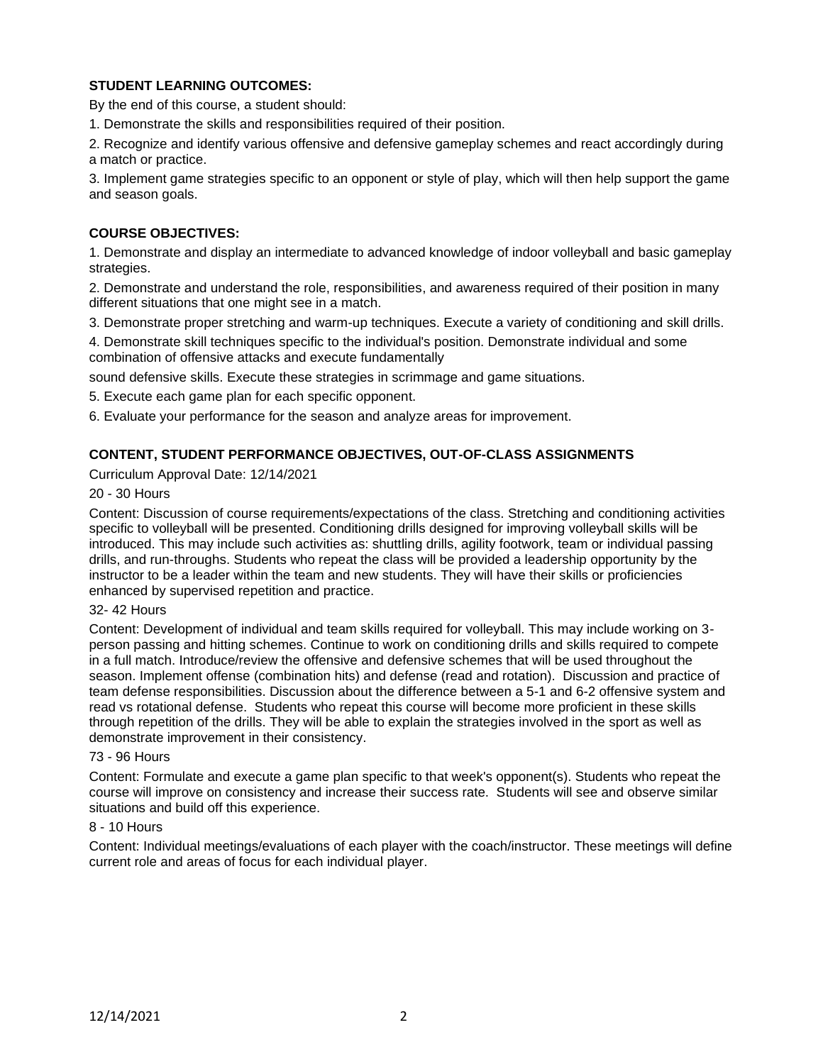### STUDENT LEARNING OUTCOMES:

By the end of this course, a student should:

1. Demonstrate the skills and responsibilities required of their position.
2. Recognize and identify various offensive and defensive gameplay schemes and react accordingly during a match or practice.
3. Implement game strategies specific to an opponent or style of play, which will then help support the game and season goals.

### COURSE OBJECTIVES:

1. Demonstrate and display an intermediate to advanced knowledge of indoor volleyball and basic gameplay strategies.
2. Demonstrate and understand the role, responsibilities, and awareness required of their position in many different situations that one might see in a match.
3. Demonstrate proper stretching and warm-up techniques. Execute a variety of conditioning and skill drills.
4. Demonstrate skill techniques specific to the individual's position. Demonstrate individual and some combination of offensive attacks and execute fundamentally sound defensive skills. Execute these strategies in scrimmage and game situations.
5. Execute each game plan for each specific opponent.
6. Evaluate your performance for the season and analyze areas for improvement.

### CONTENT, STUDENT PERFORMANCE OBJECTIVES, OUT-OF-CLASS ASSIGNMENTS

Curriculum Approval Date: 12/14/2021

20 - 30 Hours

Content: Discussion of course requirements/expectations of the class. Stretching and conditioning activities specific to volleyball will be presented. Conditioning drills designed for improving volleyball skills will be introduced. This may include such activities as: shuttling drills, agility footwork, team or individual passing drills, and run-throughs. Students who repeat the class will be provided a leadership opportunity by the instructor to be a leader within the team and new students. They will have their skills or proficiencies enhanced by supervised repetition and practice.

32- 42 Hours

Content: Development of individual and team skills required for volleyball. This may include working on 3-person passing and hitting schemes. Continue to work on conditioning drills and skills required to compete in a full match. Introduce/review the offensive and defensive schemes that will be used throughout the season. Implement offense (combination hits) and defense (read and rotation). Discussion and practice of team defense responsibilities. Discussion about the difference between a 5-1 and 6-2 offensive system and read vs rotational defense. Students who repeat this course will become more proficient in these skills through repetition of the drills. They will be able to explain the strategies involved in the sport as well as demonstrate improvement in their consistency.

73 - 96 Hours

Content: Formulate and execute a game plan specific to that week's opponent(s). Students who repeat the course will improve on consistency and increase their success rate. Students will see and observe similar situations and build off this experience.

8 - 10 Hours

Content: Individual meetings/evaluations of each player with the coach/instructor. These meetings will define current role and areas of focus for each individual player.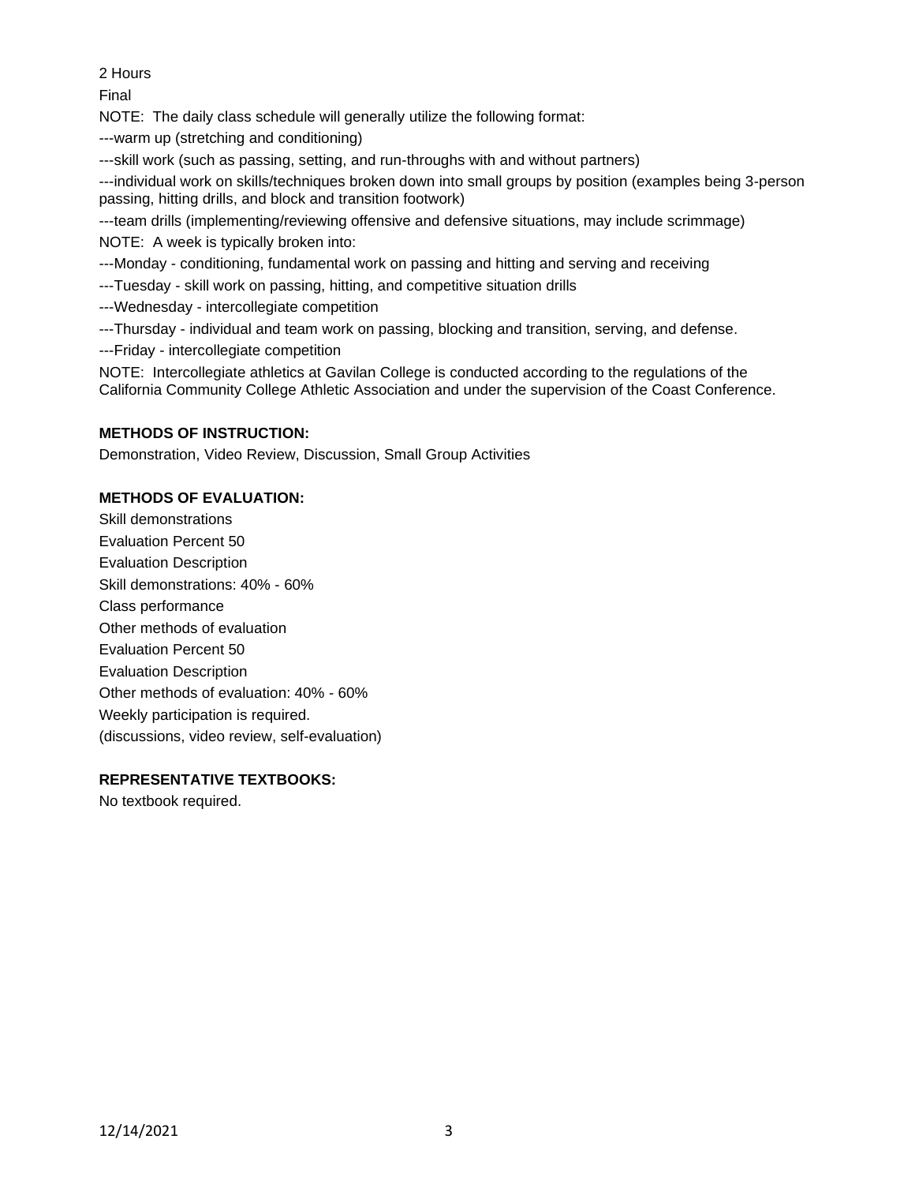2 Hours

Final

NOTE: The daily class schedule will generally utilize the following format:

---warm up (stretching and conditioning)

---skill work (such as passing, setting, and run-throughs with and without partners)

---individual work on skills/techniques broken down into small groups by position (examples being 3-person passing, hitting drills, and block and transition footwork)

---team drills (implementing/reviewing offensive and defensive situations, may include scrimmage)

NOTE: A week is typically broken into:

---Monday - conditioning, fundamental work on passing and hitting and serving and receiving

---Tuesday - skill work on passing, hitting, and competitive situation drills

---Wednesday - intercollegiate competition

---Thursday - individual and team work on passing, blocking and transition, serving, and defense.

---Friday - intercollegiate competition

NOTE: Intercollegiate athletics at Gavilan College is conducted according to the regulations of the California Community College Athletic Association and under the supervision of the Coast Conference.

**METHODS OF INSTRUCTION:**

Demonstration, Video Review, Discussion, Small Group Activities

**METHODS OF EVALUATION:**

Skill demonstrations

Evaluation Percent 50

Evaluation Description

Skill demonstrations: 40% - 60%

Class performance

Other methods of evaluation

Evaluation Percent 50

Evaluation Description

Other methods of evaluation: 40% - 60%

Weekly participation is required.

(discussions, video review, self-evaluation)

**REPRESENTATIVE TEXTBOOKS:**

No textbook required.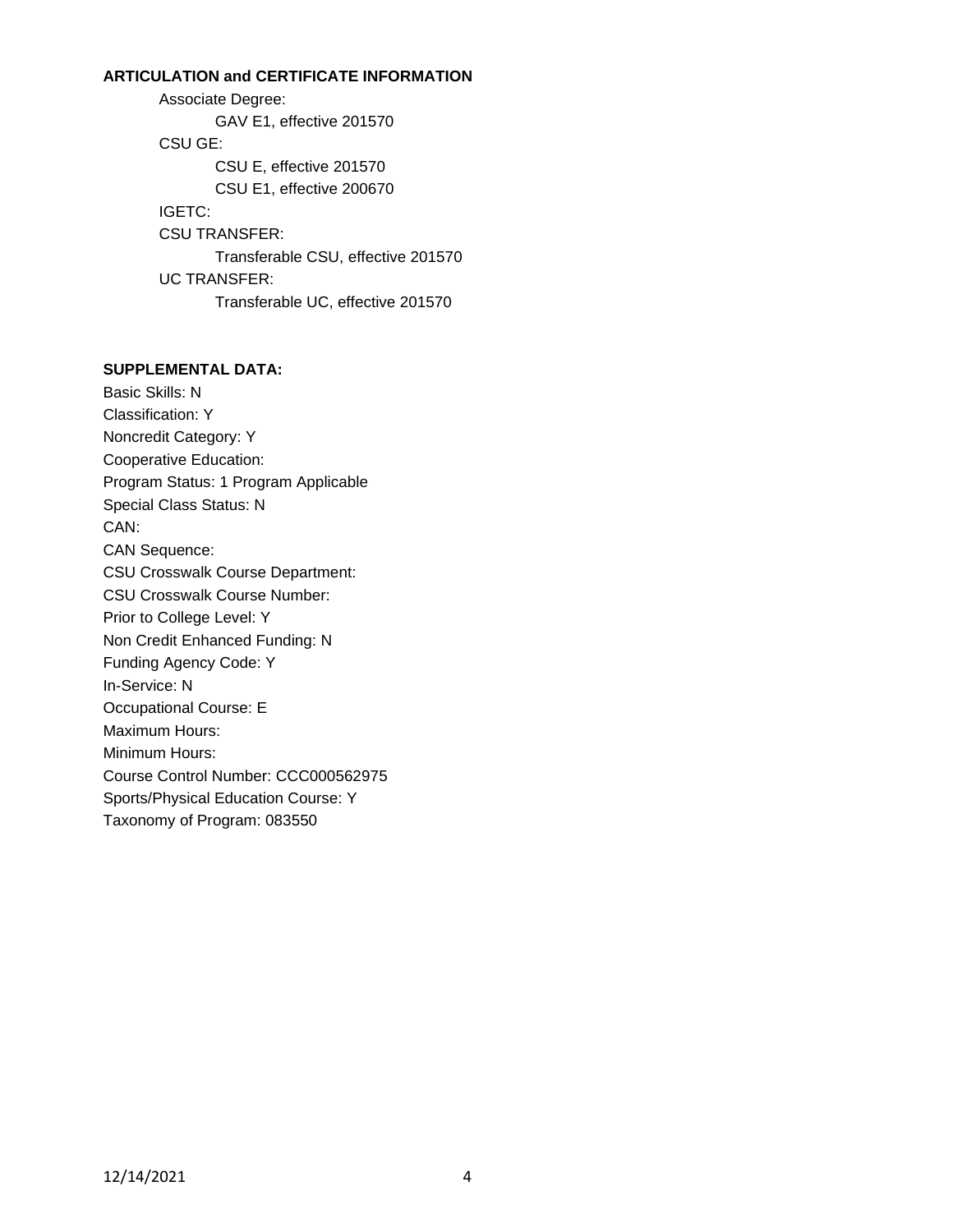**ARTICULATION and CERTIFICATE INFORMATION**

Associate Degree:

GAV E1, effective 201570

CSU GE:

CSU E, effective 201570

CSU E1, effective 200670

IGETC:

CSU TRANSFER:

Transferable CSU, effective 201570

UC TRANSFER:

Transferable UC, effective 201570

**SUPPLEMENTAL DATA:**

Basic Skills: N

Classification: Y

Noncredit Category: Y

Cooperative Education:

Program Status: 1 Program Applicable

Special Class Status: N

CAN:

CAN Sequence:

CSU Crosswalk Course Department:

CSU Crosswalk Course Number:

Prior to College Level: Y

Non Credit Enhanced Funding: N

Funding Agency Code: Y

In-Service: N

Occupational Course: E

Maximum Hours:

Minimum Hours:

Course Control Number: CCC000562975

Sports/Physical Education Course: Y

Taxonomy of Program: 083550